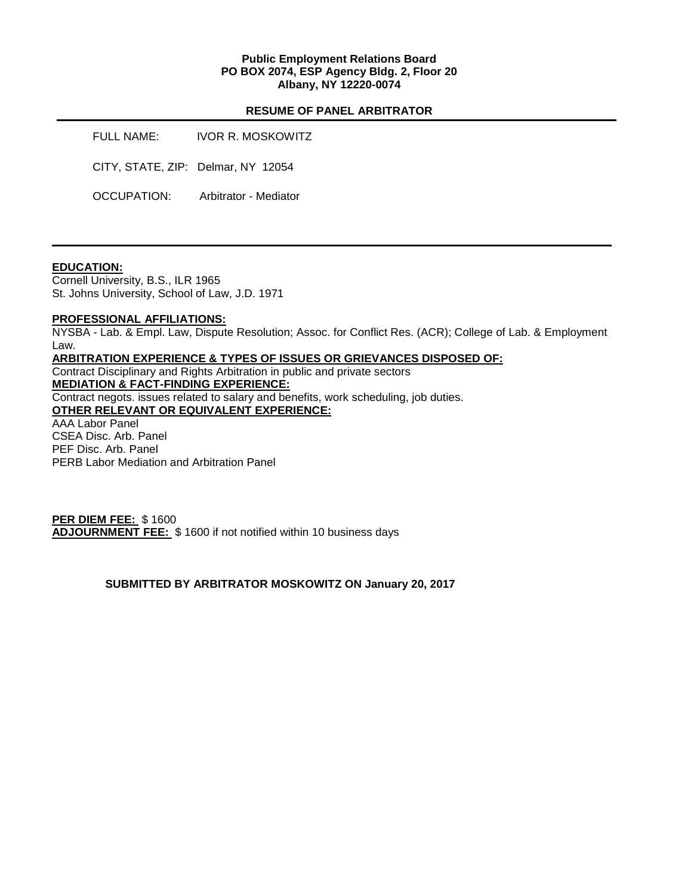**Public Employment Relations Board**
**PO BOX 2074, ESP Agency Bldg. 2, Floor 20**
**Albany, NY 12220-0074**

**RESUME OF PANEL ARBITRATOR**

---

FULL NAME: IVOR R. MOSKOWITZ

CITY, STATE, ZIP: Delmar, NY 12054

OCCUPATION: Arbitrator - Mediator

---

**EDUCATION:**

Cornell University, B.S., ILR 1965
St. Johns University, School of Law, J.D. 1971

**PROFESSIONAL AFFILIATIONS:**

NYSBA - Lab. & Empl. Law, Dispute Resolution; Assoc. for Conflict Res. (ACR); College of Lab. & Employment Law.

**ARBITRATION EXPERIENCE & TYPES OF ISSUES OR GRIEVANCES DISPOSED OF:**

Contract Disciplinary and Rights Arbitration in public and private sectors

**MEDIATION & FACT-FINDING EXPERIENCE:**

Contract negots. issues related to salary and benefits, work scheduling, job duties.

**OTHER RELEVANT OR EQUIVALENT EXPERIENCE:**

AAA Labor Panel
CSEA Disc. Arb. Panel
PEF Disc. Arb. Panel
PERB Labor Mediation and Arbitration Panel

**PER DIEM FEE:** $ 1600
**ADJOURNMENT FEE:** $ 1600 if not notified within 10 business days

**SUBMITTED BY ARBITRATOR MOSKOWITZ ON January 20, 2017**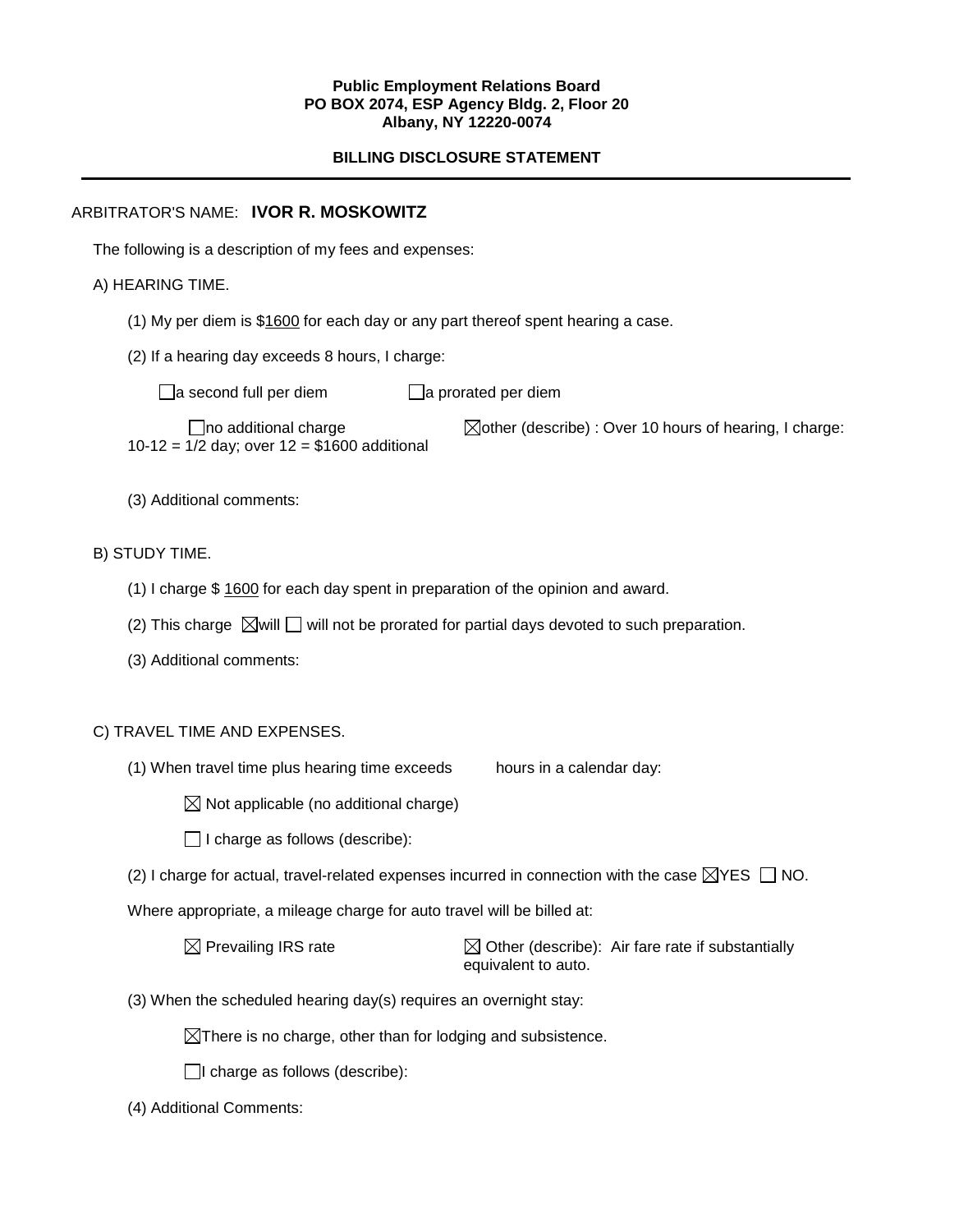**Public Employment Relations Board**
**PO BOX 2074, ESP Agency Bldg. 2, Floor 20**
**Albany, NY 12220-0074**

## BILLING DISCLOSURE STATEMENT

---

ARBITRATOR'S NAME: **IVOR R. MOSKOWITZ**

The following is a description of my fees and expenses:

A) HEARING TIME.

(1) My per diem is $1600 for each day or any part thereof spent hearing a case.

(2) If a hearing day exceeds 8 hours, I charge:

☐ a second full per diem ☐ a prorated per diem

☐ no additional charge ☒ other (describe) : Over 10 hours of hearing, I charge: 10-12 = 1/2 day; over 12 = $1600 additional

(3) Additional comments:

B) STUDY TIME.

(1) I charge $ 1600 for each day spent in preparation of the opinion and award.

(2) This charge ☒ will ☐ will not be prorated for partial days devoted to such preparation.

(3) Additional comments:

C) TRAVEL TIME AND EXPENSES.

(1) When travel time plus hearing time exceeds      hours in a calendar day:

☒ Not applicable (no additional charge)

☐ I charge as follows (describe):

(2) I charge for actual, travel-related expenses incurred in connection with the case ☒ YES ☐ NO.

Where appropriate, a mileage charge for auto travel will be billed at:

☒ Prevailing IRS rate ☒ Other (describe): Air fare rate if substantially equivalent to auto.

(3) When the scheduled hearing day(s) requires an overnight stay:

☒ There is no charge, other than for lodging and subsistence.

☐ I charge as follows (describe):

(4) Additional Comments: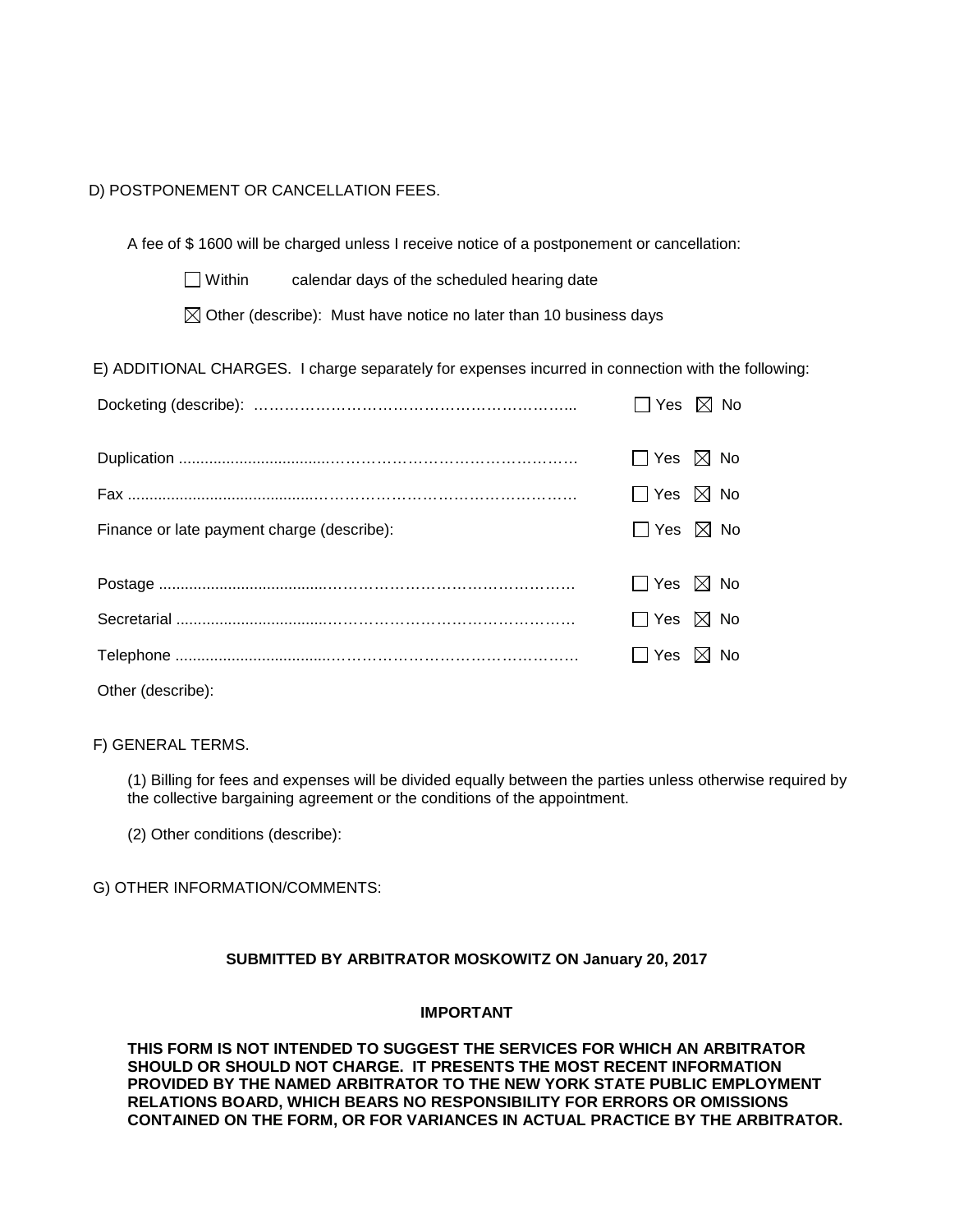D) POSTPONEMENT OR CANCELLATION FEES.

A fee of $ 1600 will be charged unless I receive notice of a postponement or cancellation:

☐ Within      calendar days of the scheduled hearing date

☒ Other (describe): Must have notice no later than 10 business days

E) ADDITIONAL CHARGES. I charge separately for expenses incurred in connection with the following:

| | |
|---|---|
| Docketing (describe): ………………………………………………….. | ☐ Yes ☒ No |
| Duplication ................................………………………………………. | ☐ Yes ☒ No |
| Fax ........................................…………………………………………. | ☐ Yes ☒ No |
| Finance or late payment charge (describe): | ☐ Yes ☒ No |
| Postage ...................................………………………………………. | ☐ Yes ☒ No |
| Secretarial ................................………………………………………. | ☐ Yes ☒ No |
| Telephone ................................………………………………………. | ☐ Yes ☒ No |

Other (describe):

F) GENERAL TERMS.

(1) Billing for fees and expenses will be divided equally between the parties unless otherwise required by the collective bargaining agreement or the conditions of the appointment.

(2) Other conditions (describe):

G) OTHER INFORMATION/COMMENTS:

**SUBMITTED BY ARBITRATOR MOSKOWITZ ON January 20, 2017**

**IMPORTANT**

**THIS FORM IS NOT INTENDED TO SUGGEST THE SERVICES FOR WHICH AN ARBITRATOR SHOULD OR SHOULD NOT CHARGE. IT PRESENTS THE MOST RECENT INFORMATION PROVIDED BY THE NAMED ARBITRATOR TO THE NEW YORK STATE PUBLIC EMPLOYMENT RELATIONS BOARD, WHICH BEARS NO RESPONSIBILITY FOR ERRORS OR OMISSIONS CONTAINED ON THE FORM, OR FOR VARIANCES IN ACTUAL PRACTICE BY THE ARBITRATOR.**